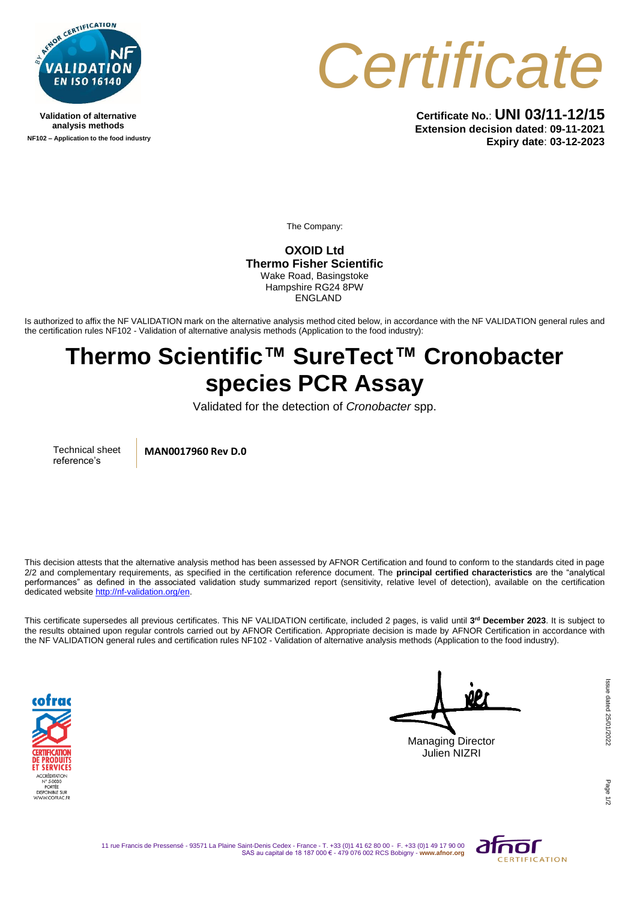Validation of alternative analysis methods

NF102 – Application to the food industry

# Certificate

**Certificate No.**: **UNI 03/11-12/15**
**Extension decision dated**: **09-11-2021**
**Expiry date**: **03-12-2023**

The Company:

**OXOID Ltd**
**Thermo Fisher Scientific**
Wake Road, Basingstoke
Hampshire RG24 8PW
ENGLAND

Is authorized to affix the NF VALIDATION mark on the alternative analysis method cited below, in accordance with the NF VALIDATION general rules and the certification rules NF102 - Validation of alternative analysis methods (Application to the food industry):

## Thermo Scientific™ SureTect™ Cronobacter species PCR Assay

Validated for the detection of *Cronobacter* spp.

| Technical sheet reference's | **MAN0017960 Rev D.0** |
| --- | --- |

This decision attests that the alternative analysis method has been assessed by AFNOR Certification and found to conform to the standards cited in page 2/2 and complementary requirements, as specified in the certification reference document. The **principal certified characteristics** are the "analytical performances" as defined in the associated validation study summarized report (sensitivity, relative level of detection), available on the certification dedicated website http://nf-validation.org/en.

This certificate supersedes all previous certificates. This NF VALIDATION certificate, included 2 pages, is valid until **3rd December 2023**. It is subject to the results obtained upon regular controls carried out by AFNOR Certification. Appropriate decision is made by AFNOR Certification in accordance with the NF VALIDATION general rules and certification rules NF102 - Validation of alternative analysis methods (Application to the food industry).

Managing Director
Julien NIZRI

Issue dated 25/01/2022

11 rue Francis de Pressensé - 93571 La Plaine Saint-Denis Cedex - France - T. +33 (0)1 41 62 80 00 - F. +33 (0)1 49 17 90 00
SAS au capital de 18 187 000 € - 479 076 002 RCS Bobigny - **www.afnor.org**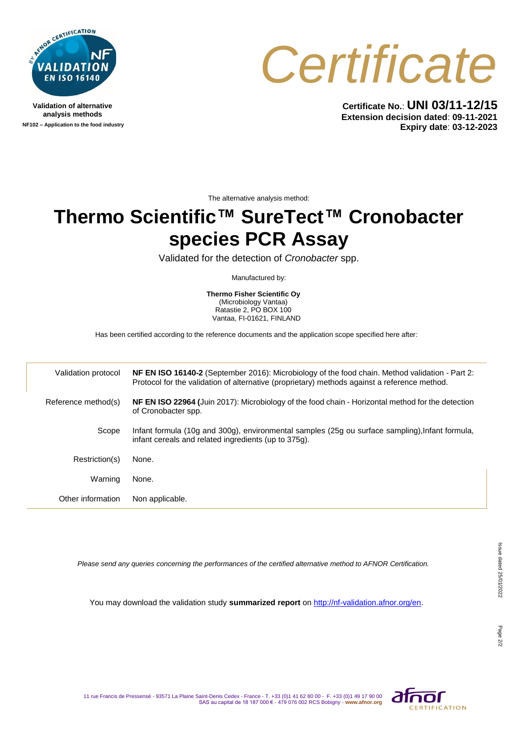Validation of alternative analysis methods

NF102 – Application to the food industry

# Certificate

**Certificate No.**: **UNI 03/11-12/15**
**Extension decision dated**: **09-11-2021**
**Expiry date**: **03-12-2023**

The alternative analysis method:

# Thermo Scientific™ SureTect™ Cronobacter species PCR Assay

Validated for the detection of *Cronobacter* spp.

Manufactured by:

**Thermo Fisher Scientific Oy**
(Microbiology Vantaa)
Ratastie 2, PO BOX 100
Vantaa, FI-01621, FINLAND

Has been certified according to the reference documents and the application scope specified here after:

| | |
|---|---|
| Validation protocol | **NF EN ISO 16140-2** (September 2016): Microbiology of the food chain. Method validation - Part 2: Protocol for the validation of alternative (proprietary) methods against a reference method. |
| Reference method(s) | **NF EN ISO 22964 (**Juin 2017): Microbiology of the food chain - Horizontal method for the detection of Cronobacter spp. |
| Scope | Infant formula (10g and 300g), environmental samples (25g ou surface sampling),Infant formula, infant cereals and related ingredients (up to 375g). |
| Restriction(s) | None. |
| Warning | None. |
| Other information | Non applicable. |

*Please send any queries concerning the performances of the certified alternative method to AFNOR Certification.*

You may download the validation study **summarized report** on http://nf-validation.afnor.org/en.

Issue dated 25/01/2022

11 rue Francis de Pressensé - 93571 La Plaine Saint-Denis Cedex - France - T. +33 (0)1 41 62 80 00 - F. +33 (0)1 49 17 90 00
SAS au capital de 18 187 000 € - 479 076 002 RCS Bobigny - **www.afnor.org**